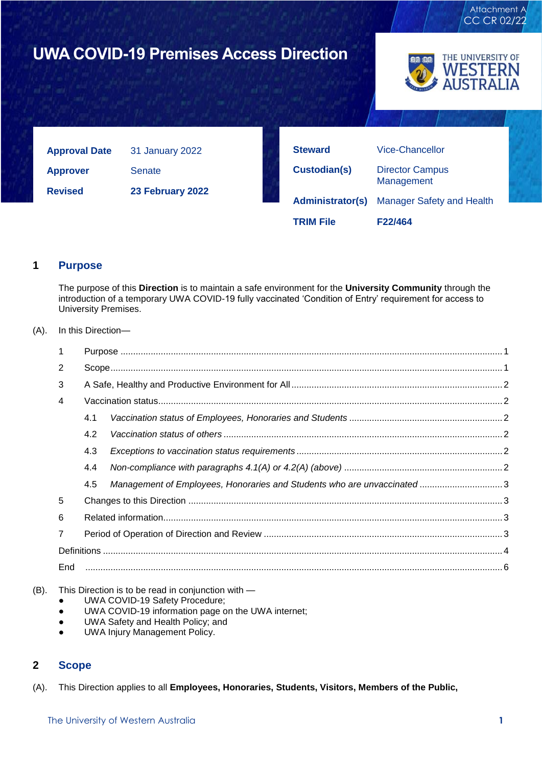Attachment A
CC CR 02/22

# UWA COVID-19 Premises Access Direction

THE UNIVERSITY OF WESTERN AUSTRALIA

| | |
|---|---|
| **Approval Date** | 31 January 2022 |
| **Approver** | Senate |
| **Revised** | **23 February 2022** |

| | |
|---|---|
| **Steward** | Vice-Chancellor |
| **Custodian(s)** | Director Campus Management |
| **Administrator(s)** | Manager Safety and Health |
| **TRIM File** | **F22/464** |

## 1 Purpose

The purpose of this **Direction** is to maintain a safe environment for the **University Community** through the introduction of a temporary UWA COVID-19 fully vaccinated 'Condition of Entry' requirement for access to University Premises.

(A). In this Direction—

1 Purpose ..... 1
2 Scope ..... 1
3 A Safe, Healthy and Productive Environment for All ..... 2
4 Vaccination status ..... 2
 4.1 *Vaccination status of Employees, Honoraries and Students* ..... 2
 4.2 *Vaccination status of others* ..... 2
 4.3 *Exceptions to vaccination status requirements* ..... 2
 4.4 *Non-compliance with paragraphs 4.1(A) or 4.2(A) (above)* ..... 2
 4.5 *Management of Employees, Honoraries and Students who are unvaccinated* ..... 3
5 Changes to this Direction ..... 3
6 Related information ..... 3
7 Period of Operation of Direction and Review ..... 3
Definitions ..... 4
End ..... 6

(B). This Direction is to be read in conjunction with —

- UWA COVID-19 Safety Procedure;
- UWA COVID-19 information page on the UWA internet;
- UWA Safety and Health Policy; and
- UWA Injury Management Policy.

## 2 Scope

(A). This Direction applies to all **Employees, Honoraries, Students, Visitors, Members of the Public,**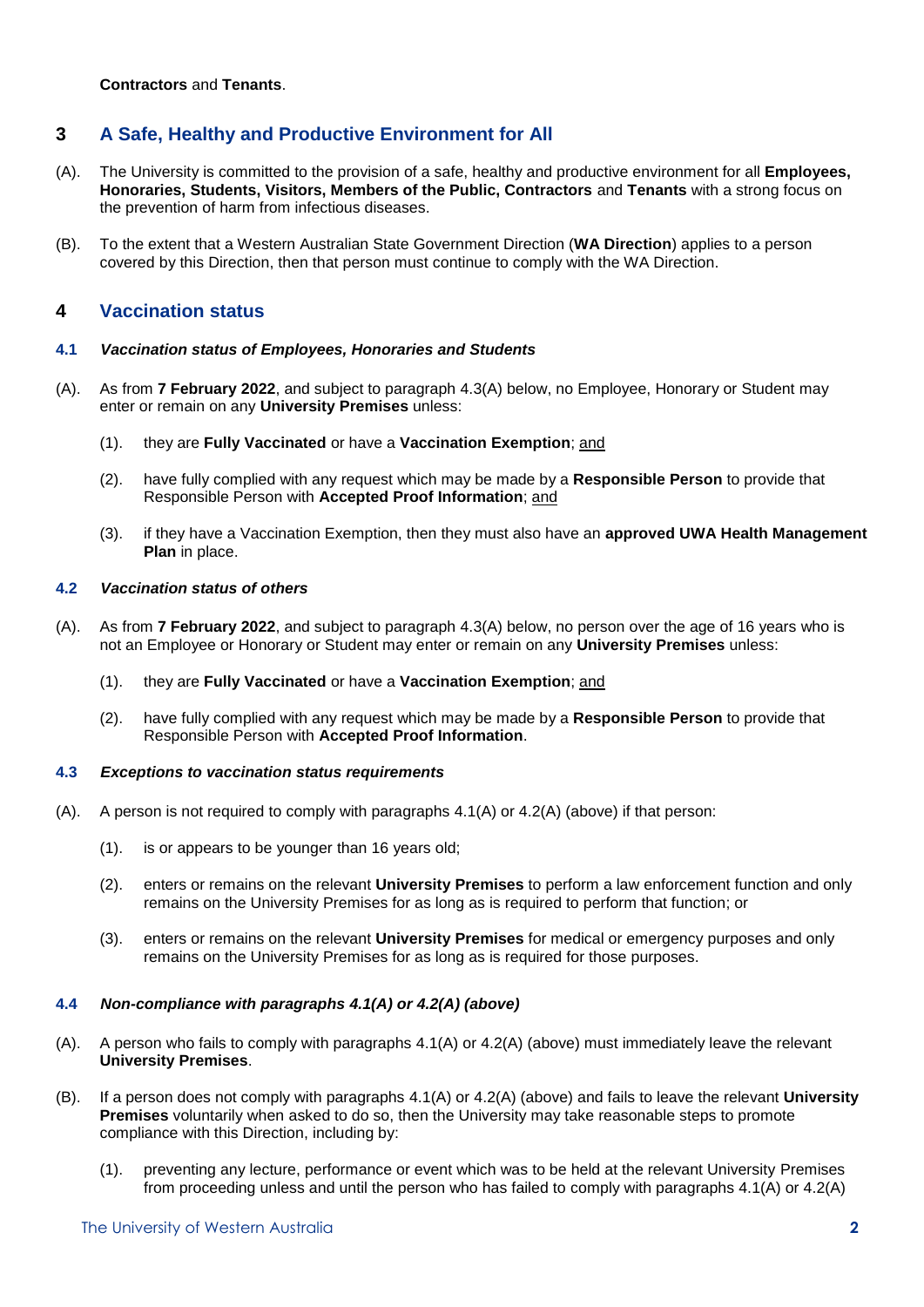**Contractors** and **Tenants**.

## 3 A Safe, Healthy and Productive Environment for All

(A). The University is committed to the provision of a safe, healthy and productive environment for all **Employees, Honoraries, Students, Visitors, Members of the Public, Contractors** and **Tenants** with a strong focus on the prevention of harm from infectious diseases.

(B). To the extent that a Western Australian State Government Direction (**WA Direction**) applies to a person covered by this Direction, then that person must continue to comply with the WA Direction.

## 4 Vaccination status

### 4.1 *Vaccination status of Employees, Honoraries and Students*

(A). As from **7 February 2022**, and subject to paragraph 4.3(A) below, no Employee, Honorary or Student may enter or remain on any **University Premises** unless:

> (1). they are **Fully Vaccinated** or have a **Vaccination Exemption**; <u>and</u>
>
> (2). have fully complied with any request which may be made by a **Responsible Person** to provide that Responsible Person with **Accepted Proof Information**; <u>and</u>
>
> (3). if they have a Vaccination Exemption, then they must also have an **approved UWA Health Management Plan** in place.

### 4.2 *Vaccination status of others*

(A). As from **7 February 2022**, and subject to paragraph 4.3(A) below, no person over the age of 16 years who is not an Employee or Honorary or Student may enter or remain on any **University Premises** unless:

> (1). they are **Fully Vaccinated** or have a **Vaccination Exemption**; <u>and</u>
>
> (2). have fully complied with any request which may be made by a **Responsible Person** to provide that Responsible Person with **Accepted Proof Information**.

### 4.3 *Exceptions to vaccination status requirements*

(A). A person is not required to comply with paragraphs 4.1(A) or 4.2(A) (above) if that person:

> (1). is or appears to be younger than 16 years old;
>
> (2). enters or remains on the relevant **University Premises** to perform a law enforcement function and only remains on the University Premises for as long as is required to perform that function; or
>
> (3). enters or remains on the relevant **University Premises** for medical or emergency purposes and only remains on the University Premises for as long as is required for those purposes.

### 4.4 *Non-compliance with paragraphs 4.1(A) or 4.2(A) (above)*

(A). A person who fails to comply with paragraphs 4.1(A) or 4.2(A) (above) must immediately leave the relevant **University Premises**.

(B). If a person does not comply with paragraphs 4.1(A) or 4.2(A) (above) and fails to leave the relevant **University Premises** voluntarily when asked to do so, then the University may take reasonable steps to promote compliance with this Direction, including by:

> (1). preventing any lecture, performance or event which was to be held at the relevant University Premises from proceeding unless and until the person who has failed to comply with paragraphs 4.1(A) or 4.2(A)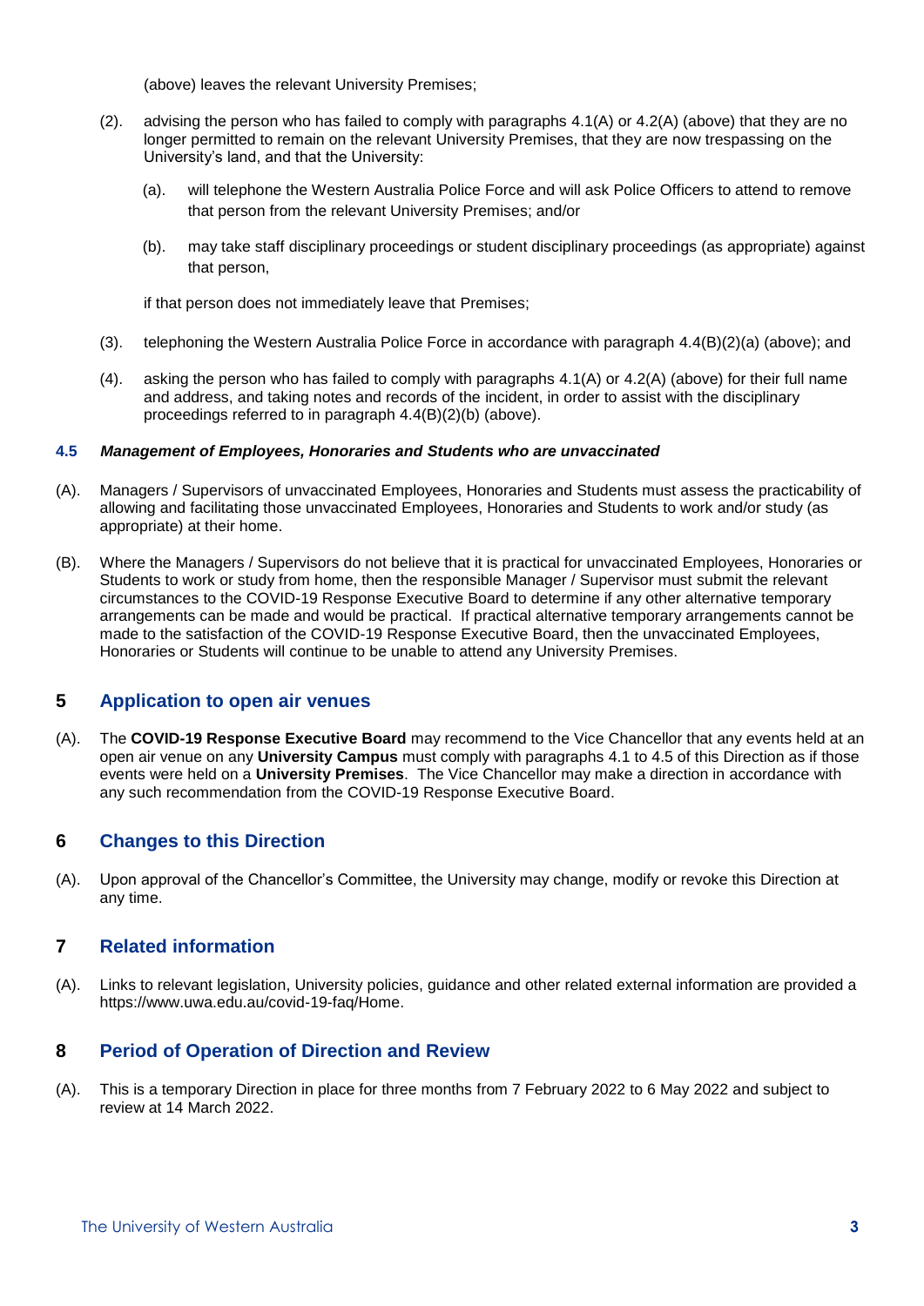(above) leaves the relevant University Premises;

(2). advising the person who has failed to comply with paragraphs 4.1(A) or 4.2(A) (above) that they are no longer permitted to remain on the relevant University Premises, that they are now trespassing on the University's land, and that the University:

   (a). will telephone the Western Australia Police Force and will ask Police Officers to attend to remove that person from the relevant University Premises; and/or

   (b). may take staff disciplinary proceedings or student disciplinary proceedings (as appropriate) against that person,

   if that person does not immediately leave that Premises;

(3). telephoning the Western Australia Police Force in accordance with paragraph 4.4(B)(2)(a) (above); and

(4). asking the person who has failed to comply with paragraphs 4.1(A) or 4.2(A) (above) for their full name and address, and taking notes and records of the incident, in order to assist with the disciplinary proceedings referred to in paragraph 4.4(B)(2)(b) (above).

### 4.5 *Management of Employees, Honoraries and Students who are unvaccinated*

(A). Managers / Supervisors of unvaccinated Employees, Honoraries and Students must assess the practicability of allowing and facilitating those unvaccinated Employees, Honoraries and Students to work and/or study (as appropriate) at their home.

(B). Where the Managers / Supervisors do not believe that it is practical for unvaccinated Employees, Honoraries or Students to work or study from home, then the responsible Manager / Supervisor must submit the relevant circumstances to the COVID-19 Response Executive Board to determine if any other alternative temporary arrangements can be made and would be practical. If practical alternative temporary arrangements cannot be made to the satisfaction of the COVID-19 Response Executive Board, then the unvaccinated Employees, Honoraries or Students will continue to be unable to attend any University Premises.

## 5 Application to open air venues

(A). The **COVID-19 Response Executive Board** may recommend to the Vice Chancellor that any events held at an open air venue on any **University Campus** must comply with paragraphs 4.1 to 4.5 of this Direction as if those events were held on a **University Premises**. The Vice Chancellor may make a direction in accordance with any such recommendation from the COVID-19 Response Executive Board.

## 6 Changes to this Direction

(A). Upon approval of the Chancellor's Committee, the University may change, modify or revoke this Direction at any time.

## 7 Related information

(A). Links to relevant legislation, University policies, guidance and other related external information are provided a https://www.uwa.edu.au/covid-19-faq/Home.

## 8 Period of Operation of Direction and Review

(A). This is a temporary Direction in place for three months from 7 February 2022 to 6 May 2022 and subject to review at 14 March 2022.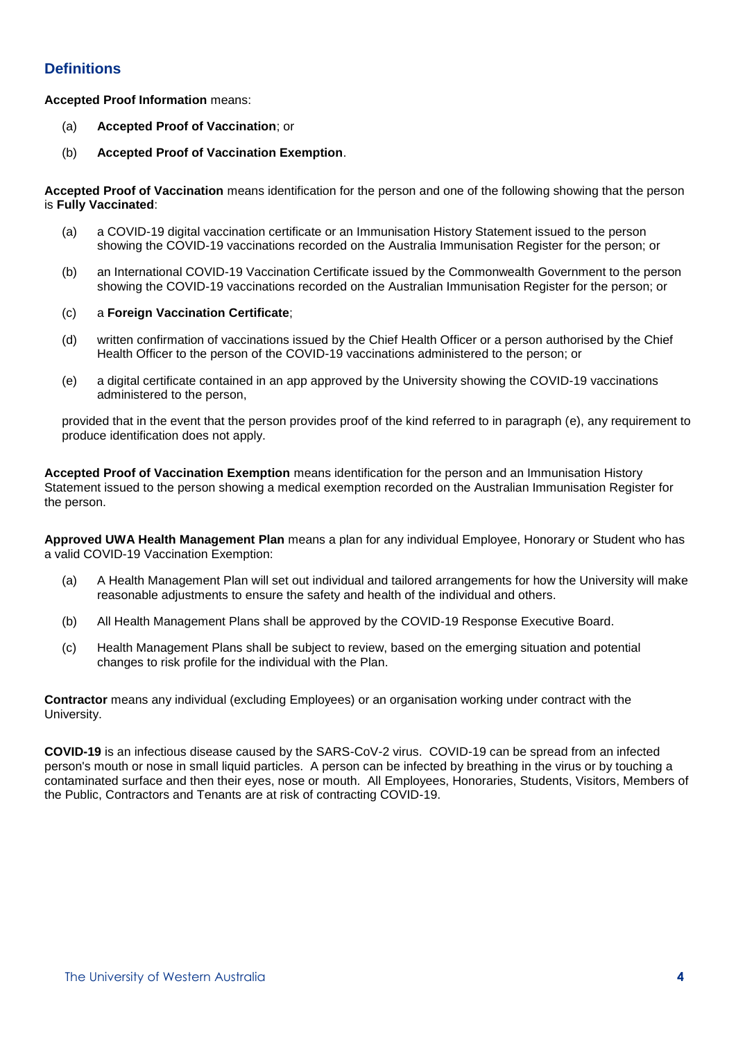## Definitions

**Accepted Proof Information** means:

(a) **Accepted Proof of Vaccination**; or

(b) **Accepted Proof of Vaccination Exemption**.

**Accepted Proof of Vaccination** means identification for the person and one of the following showing that the person is **Fully Vaccinated**:

(a) a COVID-19 digital vaccination certificate or an Immunisation History Statement issued to the person showing the COVID-19 vaccinations recorded on the Australia Immunisation Register for the person; or

(b) an International COVID-19 Vaccination Certificate issued by the Commonwealth Government to the person showing the COVID-19 vaccinations recorded on the Australian Immunisation Register for the person; or

(c) a **Foreign Vaccination Certificate**;

(d) written confirmation of vaccinations issued by the Chief Health Officer or a person authorised by the Chief Health Officer to the person of the COVID-19 vaccinations administered to the person; or

(e) a digital certificate contained in an app approved by the University showing the COVID-19 vaccinations administered to the person,

provided that in the event that the person provides proof of the kind referred to in paragraph (e), any requirement to produce identification does not apply.

**Accepted Proof of Vaccination Exemption** means identification for the person and an Immunisation History Statement issued to the person showing a medical exemption recorded on the Australian Immunisation Register for the person.

**Approved UWA Health Management Plan** means a plan for any individual Employee, Honorary or Student who has a valid COVID-19 Vaccination Exemption:

(a) A Health Management Plan will set out individual and tailored arrangements for how the University will make reasonable adjustments to ensure the safety and health of the individual and others.

(b) All Health Management Plans shall be approved by the COVID-19 Response Executive Board.

(c) Health Management Plans shall be subject to review, based on the emerging situation and potential changes to risk profile for the individual with the Plan.

**Contractor** means any individual (excluding Employees) or an organisation working under contract with the University.

**COVID-19** is an infectious disease caused by the SARS-CoV-2 virus. COVID-19 can be spread from an infected person's mouth or nose in small liquid particles. A person can be infected by breathing in the virus or by touching a contaminated surface and then their eyes, nose or mouth. All Employees, Honoraries, Students, Visitors, Members of the Public, Contractors and Tenants are at risk of contracting COVID-19.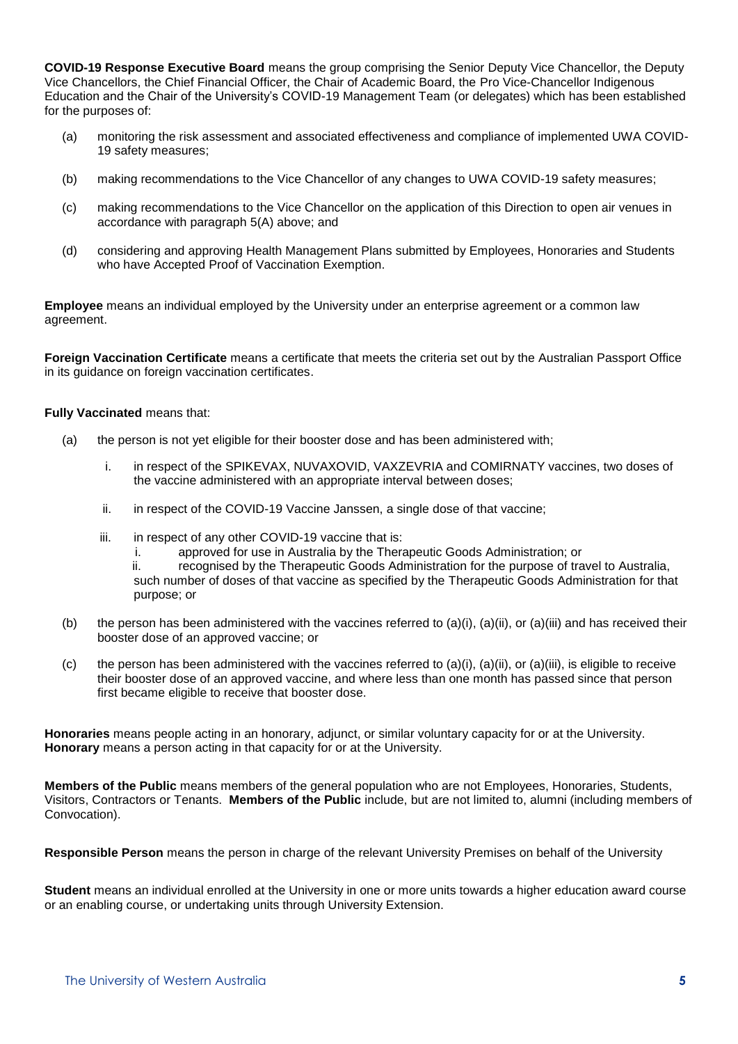**COVID-19 Response Executive Board** means the group comprising the Senior Deputy Vice Chancellor, the Deputy Vice Chancellors, the Chief Financial Officer, the Chair of Academic Board, the Pro Vice-Chancellor Indigenous Education and the Chair of the University's COVID-19 Management Team (or delegates) which has been established for the purposes of:

(a) monitoring the risk assessment and associated effectiveness and compliance of implemented UWA COVID-19 safety measures;

(b) making recommendations to the Vice Chancellor of any changes to UWA COVID-19 safety measures;

(c) making recommendations to the Vice Chancellor on the application of this Direction to open air venues in accordance with paragraph 5(A) above; and

(d) considering and approving Health Management Plans submitted by Employees, Honoraries and Students who have Accepted Proof of Vaccination Exemption.

**Employee** means an individual employed by the University under an enterprise agreement or a common law agreement.

**Foreign Vaccination Certificate** means a certificate that meets the criteria set out by the Australian Passport Office in its guidance on foreign vaccination certificates.

**Fully Vaccinated** means that:

(a) the person is not yet eligible for their booster dose and has been administered with;

  i. in respect of the SPIKEVAX, NUVAXOVID, VAXZEVRIA and COMIRNATY vaccines, two doses of the vaccine administered with an appropriate interval between doses;

  ii. in respect of the COVID-19 Vaccine Janssen, a single dose of that vaccine;

  iii. in respect of any other COVID-19 vaccine that is:
    i. approved for use in Australia by the Therapeutic Goods Administration; or
    ii. recognised by the Therapeutic Goods Administration for the purpose of travel to Australia,
  such number of doses of that vaccine as specified by the Therapeutic Goods Administration for that purpose; or

(b) the person has been administered with the vaccines referred to (a)(i), (a)(ii), or (a)(iii) and has received their booster dose of an approved vaccine; or

(c) the person has been administered with the vaccines referred to (a)(i), (a)(ii), or (a)(iii), is eligible to receive their booster dose of an approved vaccine, and where less than one month has passed since that person first became eligible to receive that booster dose.

**Honoraries** means people acting in an honorary, adjunct, or similar voluntary capacity for or at the University. **Honorary** means a person acting in that capacity for or at the University.

**Members of the Public** means members of the general population who are not Employees, Honoraries, Students, Visitors, Contractors or Tenants. **Members of the Public** include, but are not limited to, alumni (including members of Convocation).

**Responsible Person** means the person in charge of the relevant University Premises on behalf of the University

**Student** means an individual enrolled at the University in one or more units towards a higher education award course or an enabling course, or undertaking units through University Extension.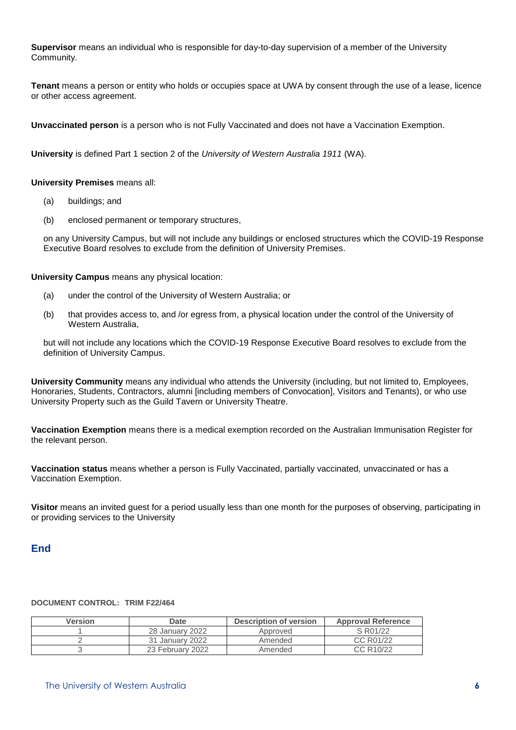**Supervisor** means an individual who is responsible for day-to-day supervision of a member of the University Community.

**Tenant** means a person or entity who holds or occupies space at UWA by consent through the use of a lease, licence or other access agreement.

**Unvaccinated person** is a person who is not Fully Vaccinated and does not have a Vaccination Exemption.

**University** is defined Part 1 section 2 of the *University of Western Australia 1911* (WA).

**University Premises** means all:

(a) buildings; and

(b) enclosed permanent or temporary structures,

on any University Campus, but will not include any buildings or enclosed structures which the COVID-19 Response Executive Board resolves to exclude from the definition of University Premises.

**University Campus** means any physical location:

(a) under the control of the University of Western Australia; or

(b) that provides access to, and /or egress from, a physical location under the control of the University of Western Australia,

but will not include any locations which the COVID-19 Response Executive Board resolves to exclude from the definition of University Campus.

**University Community** means any individual who attends the University (including, but not limited to, Employees, Honoraries, Students, Contractors, alumni [including members of Convocation], Visitors and Tenants), or who use University Property such as the Guild Tavern or University Theatre.

**Vaccination Exemption** means there is a medical exemption recorded on the Australian Immunisation Register for the relevant person.

**Vaccination status** means whether a person is Fully Vaccinated, partially vaccinated, unvaccinated or has a Vaccination Exemption.

**Visitor** means an invited guest for a period usually less than one month for the purposes of observing, participating in or providing services to the University

## End

**DOCUMENT CONTROL: TRIM F22/464**

| Version | Date | Description of version | Approval Reference |
|---|---|---|---|
| 1 | 28 January 2022 | Approved | S R01/22 |
| 2 | 31 January 2022 | Amended | CC R01/22 |
| 3 | 23 February 2022 | Amended | CC R10/22 |